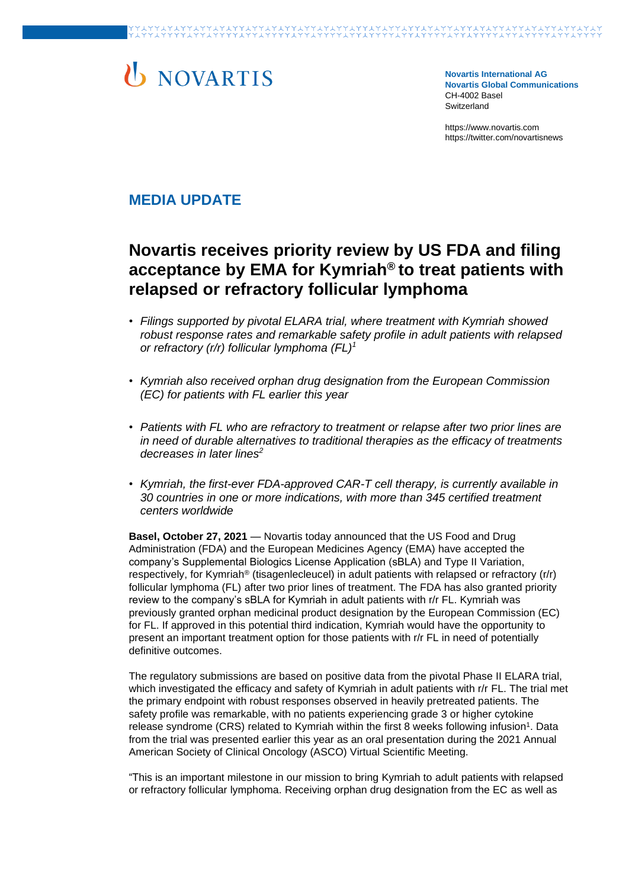NOVARTIS

**Novartis International AG**
**Novartis Global Communications**
CH-4002 Basel
Switzerland

https://www.novartis.com
https://twitter.com/novartisnews

## MEDIA UPDATE

# Novartis receives priority review by US FDA and filing acceptance by EMA for Kymriah® to treat patients with relapsed or refractory follicular lymphoma

- *Filings supported by pivotal ELARA trial, where treatment with Kymriah showed robust response rates and remarkable safety profile in adult patients with relapsed or refractory (r/r) follicular lymphoma (FL)[1]*
- *Kymriah also received orphan drug designation from the European Commission (EC) for patients with FL earlier this year*
- *Patients with FL who are refractory to treatment or relapse after two prior lines are in need of durable alternatives to traditional therapies as the efficacy of treatments decreases in later lines[2]*
- *Kymriah, the first-ever FDA-approved CAR-T cell therapy, is currently available in 30 countries in one or more indications, with more than 345 certified treatment centers worldwide*

**Basel, October 27, 2021** — Novartis today announced that the US Food and Drug Administration (FDA) and the European Medicines Agency (EMA) have accepted the company's Supplemental Biologics License Application (sBLA) and Type II Variation, respectively, for Kymriah® (tisagenlecleucel) in adult patients with relapsed or refractory (r/r) follicular lymphoma (FL) after two prior lines of treatment. The FDA has also granted priority review to the company's sBLA for Kymriah in adult patients with r/r FL. Kymriah was previously granted orphan medicinal product designation by the European Commission (EC) for FL. If approved in this potential third indication, Kymriah would have the opportunity to present an important treatment option for those patients with r/r FL in need of potentially definitive outcomes.

The regulatory submissions are based on positive data from the pivotal Phase II ELARA trial, which investigated the efficacy and safety of Kymriah in adult patients with r/r FL. The trial met the primary endpoint with robust responses observed in heavily pretreated patients. The safety profile was remarkable, with no patients experiencing grade 3 or higher cytokine release syndrome (CRS) related to Kymriah within the first 8 weeks following infusion[1]. Data from the trial was presented earlier this year as an oral presentation during the 2021 Annual American Society of Clinical Oncology (ASCO) Virtual Scientific Meeting.

"This is an important milestone in our mission to bring Kymriah to adult patients with relapsed or refractory follicular lymphoma. Receiving orphan drug designation from the EC as well as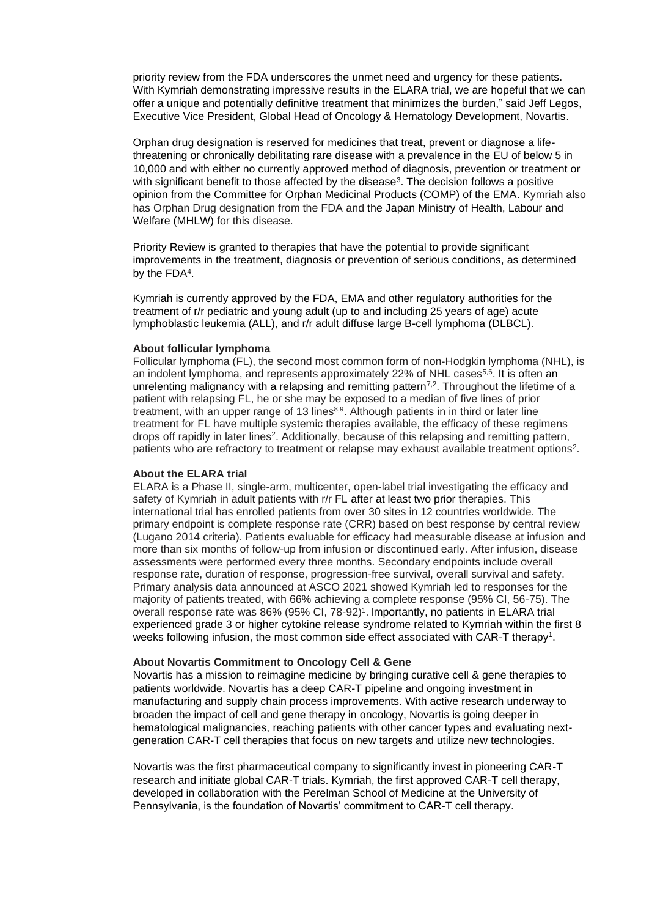priority review from the FDA underscores the unmet need and urgency for these patients. With Kymriah demonstrating impressive results in the ELARA trial, we are hopeful that we can offer a unique and potentially definitive treatment that minimizes the burden," said Jeff Legos, Executive Vice President, Global Head of Oncology & Hematology Development, Novartis.

Orphan drug designation is reserved for medicines that treat, prevent or diagnose a life-threatening or chronically debilitating rare disease with a prevalence in the EU of below 5 in 10,000 and with either no currently approved method of diagnosis, prevention or treatment or with significant benefit to those affected by the disease[3]. The decision follows a positive opinion from the Committee for Orphan Medicinal Products (COMP) of the EMA. Kymriah also has Orphan Drug designation from the FDA and the Japan Ministry of Health, Labour and Welfare (MHLW) for this disease.

Priority Review is granted to therapies that have the potential to provide significant improvements in the treatment, diagnosis or prevention of serious conditions, as determined by the FDA[4].

Kymriah is currently approved by the FDA, EMA and other regulatory authorities for the treatment of r/r pediatric and young adult (up to and including 25 years of age) acute lymphoblastic leukemia (ALL), and r/r adult diffuse large B-cell lymphoma (DLBCL).

**About follicular lymphoma**

Follicular lymphoma (FL), the second most common form of non-Hodgkin lymphoma (NHL), is an indolent lymphoma, and represents approximately 22% of NHL cases[5,6]. It is often an unrelenting malignancy with a relapsing and remitting pattern[7,2]. Throughout the lifetime of a patient with relapsing FL, he or she may be exposed to a median of five lines of prior treatment, with an upper range of 13 lines[8,9]. Although patients in in third or later line treatment for FL have multiple systemic therapies available, the efficacy of these regimens drops off rapidly in later lines[2]. Additionally, because of this relapsing and remitting pattern, patients who are refractory to treatment or relapse may exhaust available treatment options[2].

**About the ELARA trial**

ELARA is a Phase II, single-arm, multicenter, open-label trial investigating the efficacy and safety of Kymriah in adult patients with r/r FL after at least two prior therapies. This international trial has enrolled patients from over 30 sites in 12 countries worldwide. The primary endpoint is complete response rate (CRR) based on best response by central review (Lugano 2014 criteria). Patients evaluable for efficacy had measurable disease at infusion and more than six months of follow-up from infusion or discontinued early. After infusion, disease assessments were performed every three months. Secondary endpoints include overall response rate, duration of response, progression-free survival, overall survival and safety. Primary analysis data announced at ASCO 2021 showed Kymriah led to responses for the majority of patients treated, with 66% achieving a complete response (95% CI, 56-75). The overall response rate was 86% (95% CI, 78-92)[1]. Importantly, no patients in ELARA trial experienced grade 3 or higher cytokine release syndrome related to Kymriah within the first 8 weeks following infusion, the most common side effect associated with CAR-T therapy[1].

**About Novartis Commitment to Oncology Cell & Gene**

Novartis has a mission to reimagine medicine by bringing curative cell & gene therapies to patients worldwide. Novartis has a deep CAR-T pipeline and ongoing investment in manufacturing and supply chain process improvements. With active research underway to broaden the impact of cell and gene therapy in oncology, Novartis is going deeper in hematological malignancies, reaching patients with other cancer types and evaluating next-generation CAR-T cell therapies that focus on new targets and utilize new technologies.

Novartis was the first pharmaceutical company to significantly invest in pioneering CAR-T research and initiate global CAR-T trials. Kymriah, the first approved CAR-T cell therapy, developed in collaboration with the Perelman School of Medicine at the University of Pennsylvania, is the foundation of Novartis' commitment to CAR-T cell therapy.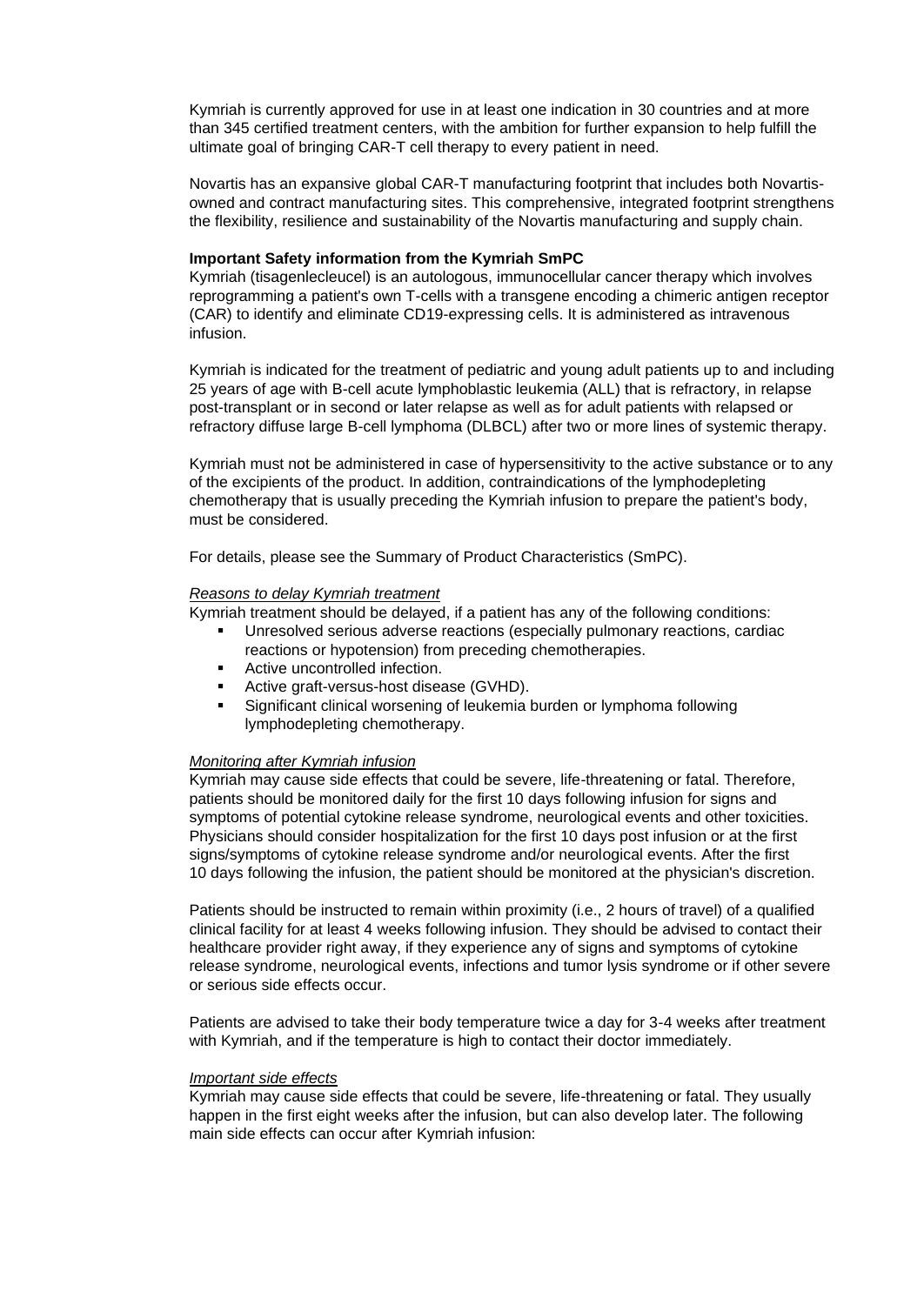Kymriah is currently approved for use in at least one indication in 30 countries and at more than 345 certified treatment centers, with the ambition for further expansion to help fulfill the ultimate goal of bringing CAR-T cell therapy to every patient in need.

Novartis has an expansive global CAR-T manufacturing footprint that includes both Novartis-owned and contract manufacturing sites. This comprehensive, integrated footprint strengthens the flexibility, resilience and sustainability of the Novartis manufacturing and supply chain.

**Important Safety information from the Kymriah SmPC**

Kymriah (tisagenlecleucel) is an autologous, immunocellular cancer therapy which involves reprogramming a patient's own T-cells with a transgene encoding a chimeric antigen receptor (CAR) to identify and eliminate CD19-expressing cells. It is administered as intravenous infusion.

Kymriah is indicated for the treatment of pediatric and young adult patients up to and including 25 years of age with B-cell acute lymphoblastic leukemia (ALL) that is refractory, in relapse post-transplant or in second or later relapse as well as for adult patients with relapsed or refractory diffuse large B-cell lymphoma (DLBCL) after two or more lines of systemic therapy.

Kymriah must not be administered in case of hypersensitivity to the active substance or to any of the excipients of the product. In addition, contraindications of the lymphodepleting chemotherapy that is usually preceding the Kymriah infusion to prepare the patient's body, must be considered.

For details, please see the Summary of Product Characteristics (SmPC).

*Reasons to delay Kymriah treatment*

Kymriah treatment should be delayed, if a patient has any of the following conditions:

- Unresolved serious adverse reactions (especially pulmonary reactions, cardiac reactions or hypotension) from preceding chemotherapies.
- Active uncontrolled infection.
- Active graft-versus-host disease (GVHD).
- Significant clinical worsening of leukemia burden or lymphoma following lymphodepleting chemotherapy.

*Monitoring after Kymriah infusion*

Kymriah may cause side effects that could be severe, life-threatening or fatal. Therefore, patients should be monitored daily for the first 10 days following infusion for signs and symptoms of potential cytokine release syndrome, neurological events and other toxicities. Physicians should consider hospitalization for the first 10 days post infusion or at the first signs/symptoms of cytokine release syndrome and/or neurological events. After the first 10 days following the infusion, the patient should be monitored at the physician's discretion.

Patients should be instructed to remain within proximity (i.e., 2 hours of travel) of a qualified clinical facility for at least 4 weeks following infusion. They should be advised to contact their healthcare provider right away, if they experience any of signs and symptoms of cytokine release syndrome, neurological events, infections and tumor lysis syndrome or if other severe or serious side effects occur.

Patients are advised to take their body temperature twice a day for 3-4 weeks after treatment with Kymriah, and if the temperature is high to contact their doctor immediately.

*Important side effects*

Kymriah may cause side effects that could be severe, life-threatening or fatal. They usually happen in the first eight weeks after the infusion, but can also develop later. The following main side effects can occur after Kymriah infusion: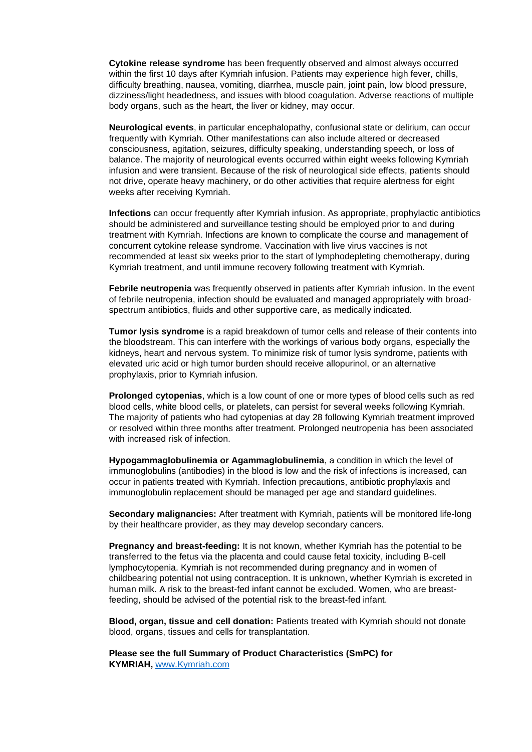**Cytokine release syndrome** has been frequently observed and almost always occurred within the first 10 days after Kymriah infusion. Patients may experience high fever, chills, difficulty breathing, nausea, vomiting, diarrhea, muscle pain, joint pain, low blood pressure, dizziness/light headedness, and issues with blood coagulation. Adverse reactions of multiple body organs, such as the heart, the liver or kidney, may occur.

**Neurological events**, in particular encephalopathy, confusional state or delirium, can occur frequently with Kymriah. Other manifestations can also include altered or decreased consciousness, agitation, seizures, difficulty speaking, understanding speech, or loss of balance. The majority of neurological events occurred within eight weeks following Kymriah infusion and were transient. Because of the risk of neurological side effects, patients should not drive, operate heavy machinery, or do other activities that require alertness for eight weeks after receiving Kymriah.

**Infections** can occur frequently after Kymriah infusion. As appropriate, prophylactic antibiotics should be administered and surveillance testing should be employed prior to and during treatment with Kymriah. Infections are known to complicate the course and management of concurrent cytokine release syndrome. Vaccination with live virus vaccines is not recommended at least six weeks prior to the start of lymphodepleting chemotherapy, during Kymriah treatment, and until immune recovery following treatment with Kymriah.

**Febrile neutropenia** was frequently observed in patients after Kymriah infusion. In the event of febrile neutropenia, infection should be evaluated and managed appropriately with broad-spectrum antibiotics, fluids and other supportive care, as medically indicated.

**Tumor lysis syndrome** is a rapid breakdown of tumor cells and release of their contents into the bloodstream. This can interfere with the workings of various body organs, especially the kidneys, heart and nervous system. To minimize risk of tumor lysis syndrome, patients with elevated uric acid or high tumor burden should receive allopurinol, or an alternative prophylaxis, prior to Kymriah infusion.

**Prolonged cytopenias**, which is a low count of one or more types of blood cells such as red blood cells, white blood cells, or platelets, can persist for several weeks following Kymriah. The majority of patients who had cytopenias at day 28 following Kymriah treatment improved or resolved within three months after treatment. Prolonged neutropenia has been associated with increased risk of infection.

**Hypogammaglobulinemia or Agammaglobulinemia**, a condition in which the level of immunoglobulins (antibodies) in the blood is low and the risk of infections is increased, can occur in patients treated with Kymriah. Infection precautions, antibiotic prophylaxis and immunoglobulin replacement should be managed per age and standard guidelines.

**Secondary malignancies:** After treatment with Kymriah, patients will be monitored life-long by their healthcare provider, as they may develop secondary cancers.

**Pregnancy and breast-feeding:** It is not known, whether Kymriah has the potential to be transferred to the fetus via the placenta and could cause fetal toxicity, including B-cell lymphocytopenia. Kymriah is not recommended during pregnancy and in women of childbearing potential not using contraception. It is unknown, whether Kymriah is excreted in human milk. A risk to the breast-fed infant cannot be excluded. Women, who are breast-feeding, should be advised of the potential risk to the breast-fed infant.

**Blood, organ, tissue and cell donation:** Patients treated with Kymriah should not donate blood, organs, tissues and cells for transplantation.

**Please see the full Summary of Product Characteristics (SmPC) for KYMRIAH,** www.Kymriah.com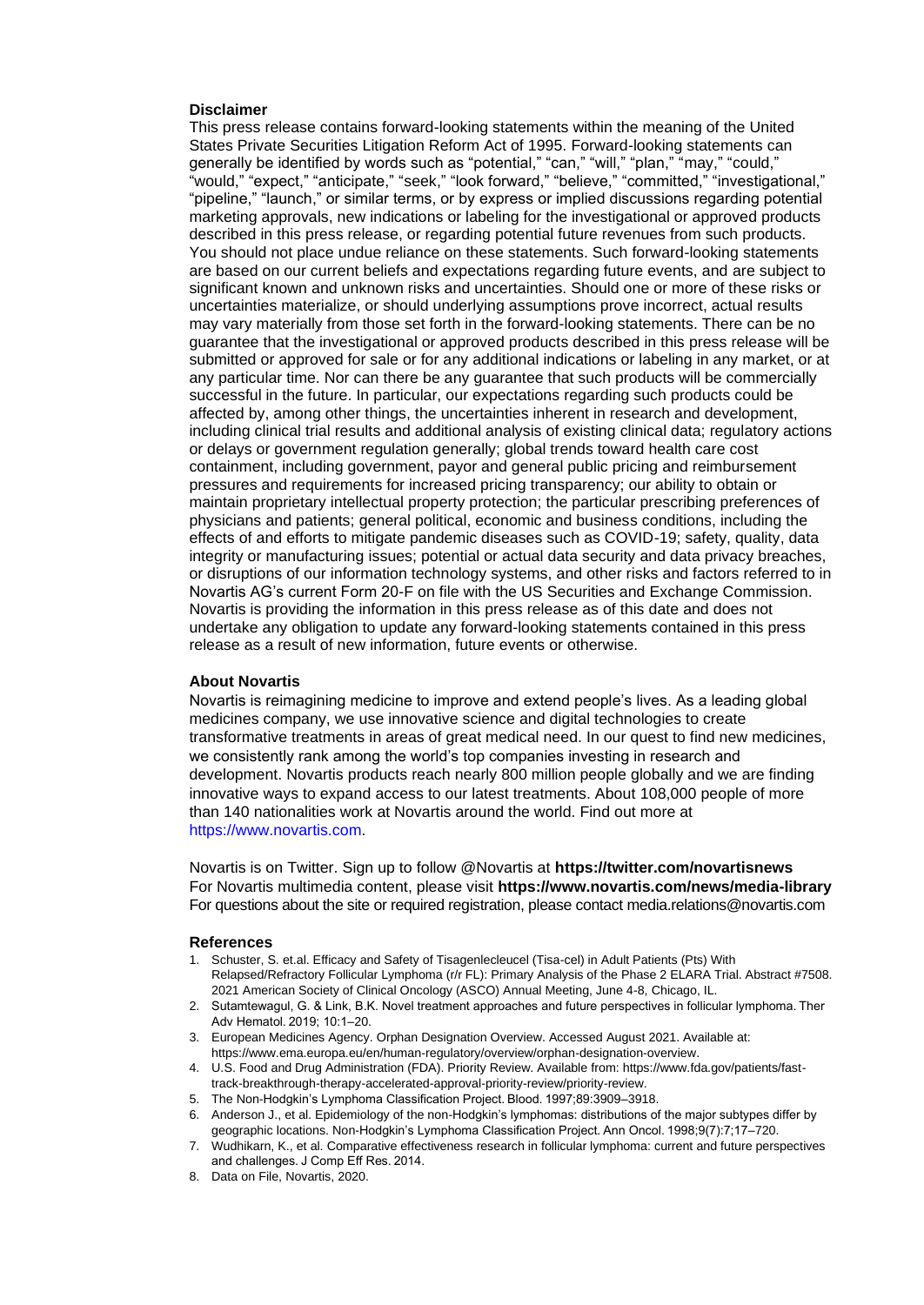**Disclaimer**

This press release contains forward-looking statements within the meaning of the United States Private Securities Litigation Reform Act of 1995. Forward-looking statements can generally be identified by words such as "potential," "can," "will," "plan," "may," "could," "would," "expect," "anticipate," "seek," "look forward," "believe," "committed," "investigational," "pipeline," "launch," or similar terms, or by express or implied discussions regarding potential marketing approvals, new indications or labeling for the investigational or approved products described in this press release, or regarding potential future revenues from such products. You should not place undue reliance on these statements. Such forward-looking statements are based on our current beliefs and expectations regarding future events, and are subject to significant known and unknown risks and uncertainties. Should one or more of these risks or uncertainties materialize, or should underlying assumptions prove incorrect, actual results may vary materially from those set forth in the forward-looking statements. There can be no guarantee that the investigational or approved products described in this press release will be submitted or approved for sale or for any additional indications or labeling in any market, or at any particular time. Nor can there be any guarantee that such products will be commercially successful in the future. In particular, our expectations regarding such products could be affected by, among other things, the uncertainties inherent in research and development, including clinical trial results and additional analysis of existing clinical data; regulatory actions or delays or government regulation generally; global trends toward health care cost containment, including government, payor and general public pricing and reimbursement pressures and requirements for increased pricing transparency; our ability to obtain or maintain proprietary intellectual property protection; the particular prescribing preferences of physicians and patients; general political, economic and business conditions, including the effects of and efforts to mitigate pandemic diseases such as COVID-19; safety, quality, data integrity or manufacturing issues; potential or actual data security and data privacy breaches, or disruptions of our information technology systems, and other risks and factors referred to in Novartis AG's current Form 20-F on file with the US Securities and Exchange Commission. Novartis is providing the information in this press release as of this date and does not undertake any obligation to update any forward-looking statements contained in this press release as a result of new information, future events or otherwise.

**About Novartis**

Novartis is reimagining medicine to improve and extend people's lives. As a leading global medicines company, we use innovative science and digital technologies to create transformative treatments in areas of great medical need. In our quest to find new medicines, we consistently rank among the world's top companies investing in research and development. Novartis products reach nearly 800 million people globally and we are finding innovative ways to expand access to our latest treatments. About 108,000 people of more than 140 nationalities work at Novartis around the world. Find out more at https://www.novartis.com.

Novartis is on Twitter. Sign up to follow @Novartis at **https://twitter.com/novartisnews**
For Novartis multimedia content, please visit **https://www.novartis.com/news/media-library**
For questions about the site or required registration, please contact media.relations@novartis.com

**References**

1. Schuster, S. et.al. Efficacy and Safety of Tisagenlecleucel (Tisa-cel) in Adult Patients (Pts) With Relapsed/Refractory Follicular Lymphoma (r/r FL): Primary Analysis of the Phase 2 ELARA Trial. Abstract #7508. 2021 American Society of Clinical Oncology (ASCO) Annual Meeting, June 4-8, Chicago, IL.
2. Sutamtewagul, G. & Link, B.K. Novel treatment approaches and future perspectives in follicular lymphoma. Ther Adv Hematol. 2019; 10:1–20.
3. European Medicines Agency. Orphan Designation Overview. Accessed August 2021. Available at: https://www.ema.europa.eu/en/human-regulatory/overview/orphan-designation-overview.
4. U.S. Food and Drug Administration (FDA). Priority Review. Available from: https://www.fda.gov/patients/fast-track-breakthrough-therapy-accelerated-approval-priority-review/priority-review.
5. The Non-Hodgkin's Lymphoma Classification Project. Blood. 1997;89:3909–3918.
6. Anderson J., et al. Epidemiology of the non-Hodgkin's lymphomas: distributions of the major subtypes differ by geographic locations. Non-Hodgkin's Lymphoma Classification Project. Ann Oncol. 1998;9(7):7;17–720.
7. Wudhikarn, K., et al. Comparative effectiveness research in follicular lymphoma: current and future perspectives and challenges. J Comp Eff Res. 2014.
8. Data on File, Novartis, 2020.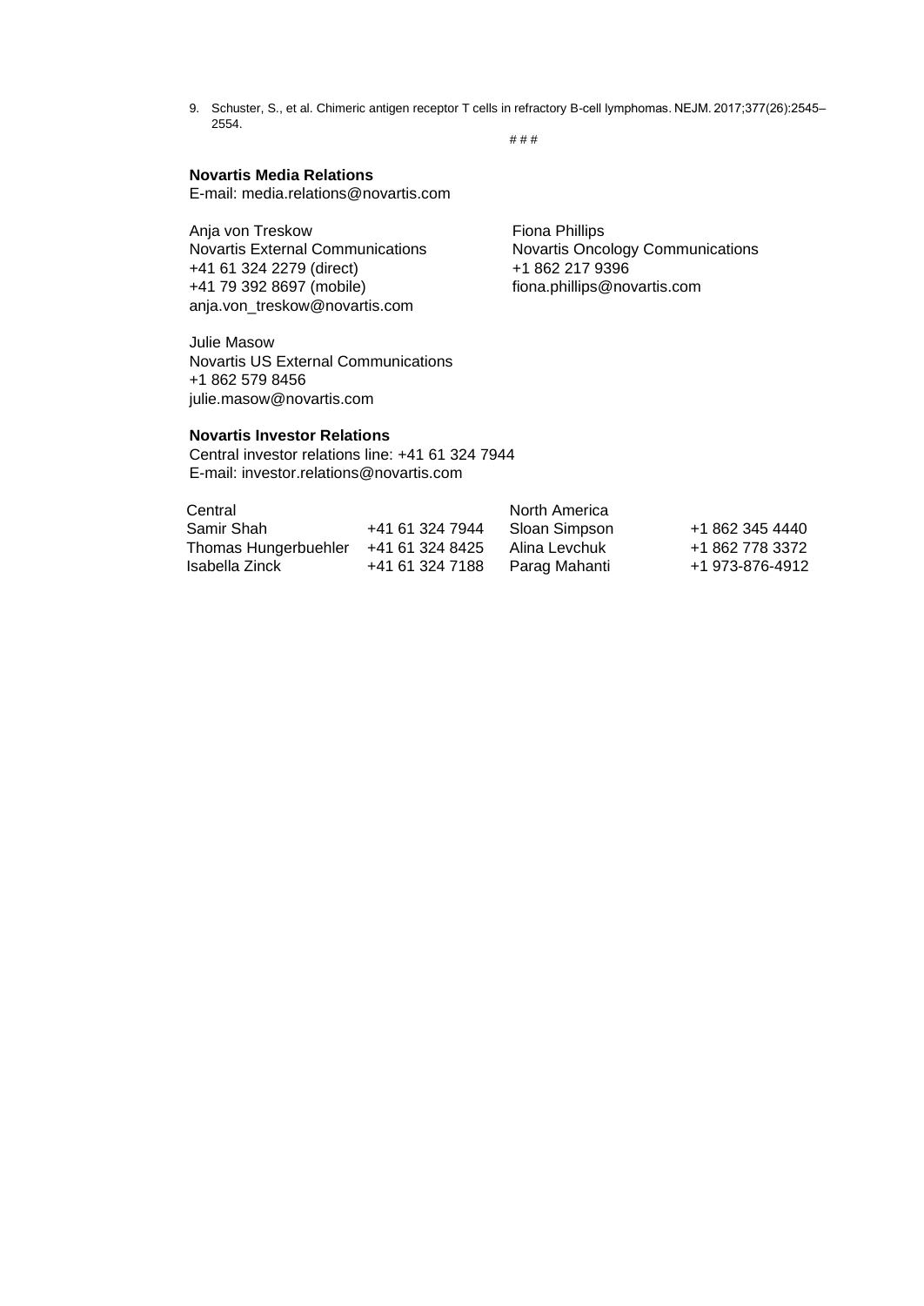9. Schuster, S., et al. Chimeric antigen receptor T cells in refractory B-cell lymphomas. NEJM. 2017;377(26):2545–2554.

# # #

**Novartis Media Relations**
E-mail: media.relations@novartis.com

Anja von Treskow
Novartis External Communications
+41 61 324 2279 (direct)
+41 79 392 8697 (mobile)
anja.von_treskow@novartis.com

Fiona Phillips
Novartis Oncology Communications
+1 862 217 9396
fiona.phillips@novartis.com

Julie Masow
Novartis US External Communications
+1 862 579 8456
julie.masow@novartis.com

**Novartis Investor Relations**
Central investor relations line: +41 61 324 7944
E-mail: investor.relations@novartis.com

| | | | |
|---|---|---|---|
| Central | | North America | |
| Samir Shah | +41 61 324 7944 | Sloan Simpson | +1 862 345 4440 |
| Thomas Hungerbuehler | +41 61 324 8425 | Alina Levchuk | +1 862 778 3372 |
| Isabella Zinck | +41 61 324 7188 | Parag Mahanti | +1 973-876-4912 |